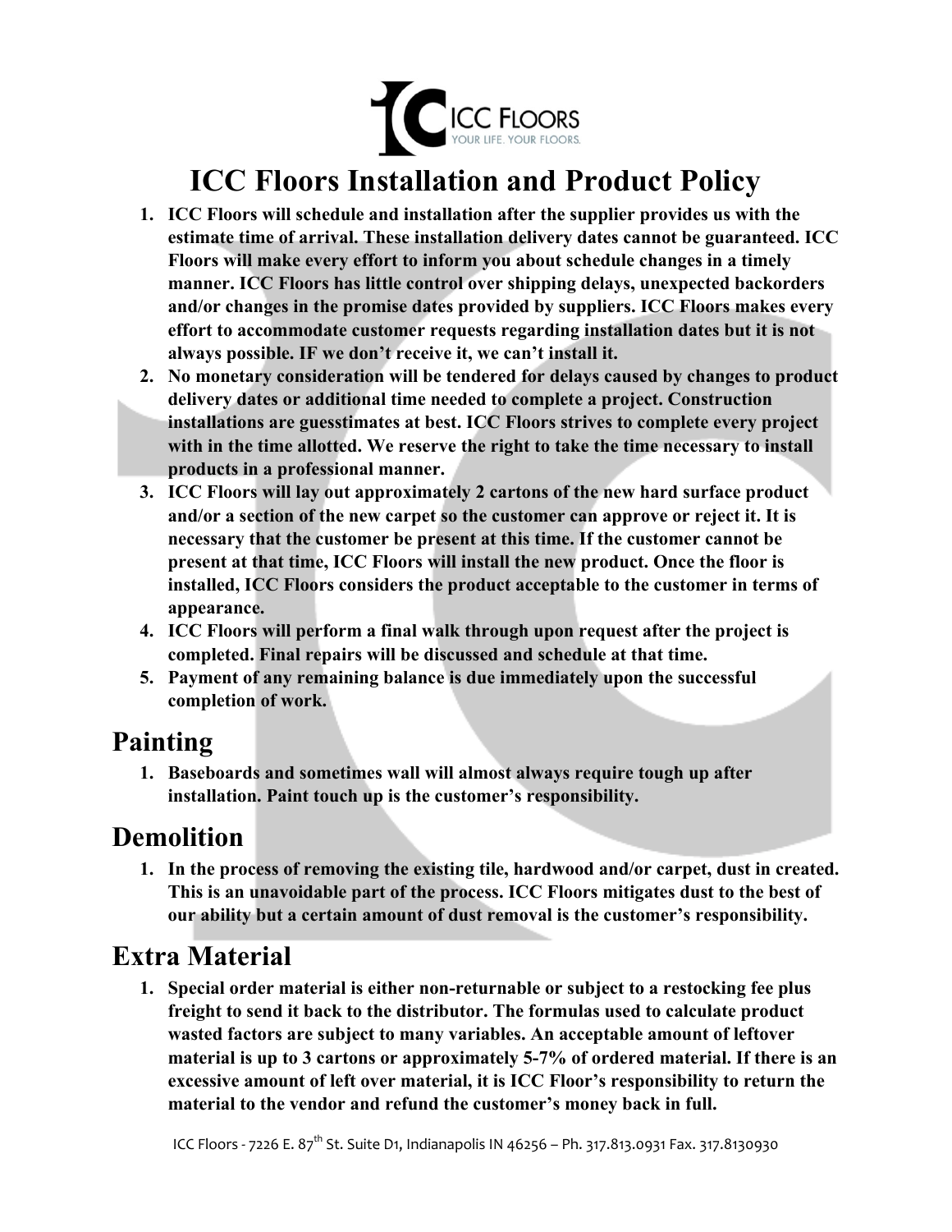# ICC Floors Installation and Product Policy

1. **ICC Floors will schedule and installation after the supplier provides us with the estimate time of arrival. These installation delivery dates cannot be guaranteed. ICC Floors will make every effort to inform you about schedule changes in a timely manner. ICC Floors has little control over shipping delays, unexpected backorders and/or changes in the promise dates provided by suppliers. ICC Floors makes every effort to accommodate customer requests regarding installation dates but it is not always possible. IF we don't receive it, we can't install it.**
2. **No monetary consideration will be tendered for delays caused by changes to product delivery dates or additional time needed to complete a project. Construction installations are guesstimates at best. ICC Floors strives to complete every project with in the time allotted. We reserve the right to take the time necessary to install products in a professional manner.**
3. **ICC Floors will lay out approximately 2 cartons of the new hard surface product and/or a section of the new carpet so the customer can approve or reject it. It is necessary that the customer be present at this time. If the customer cannot be present at that time, ICC Floors will install the new product. Once the floor is installed, ICC Floors considers the product acceptable to the customer in terms of appearance.**
4. **ICC Floors will perform a final walk through upon request after the project is completed. Final repairs will be discussed and schedule at that time.**
5. **Payment of any remaining balance is due immediately upon the successful completion of work.**

## Painting

1. **Baseboards and sometimes wall will almost always require tough up after installation. Paint touch up is the customer's responsibility.**

## Demolition

1. **In the process of removing the existing tile, hardwood and/or carpet, dust in created. This is an unavoidable part of the process. ICC Floors mitigates dust to the best of our ability but a certain amount of dust removal is the customer's responsibility.**

## Extra Material

1. **Special order material is either non-returnable or subject to a restocking fee plus freight to send it back to the distributor. The formulas used to calculate product wasted factors are subject to many variables. An acceptable amount of leftover material is up to 3 cartons or approximately 5-7% of ordered material. If there is an excessive amount of left over material, it is ICC Floor's responsibility to return the material to the vendor and refund the customer's money back in full.**

ICC Floors - 7226 E. 87th St. Suite D1, Indianapolis IN 46256 – Ph. 317.813.0931 Fax. 317.8130930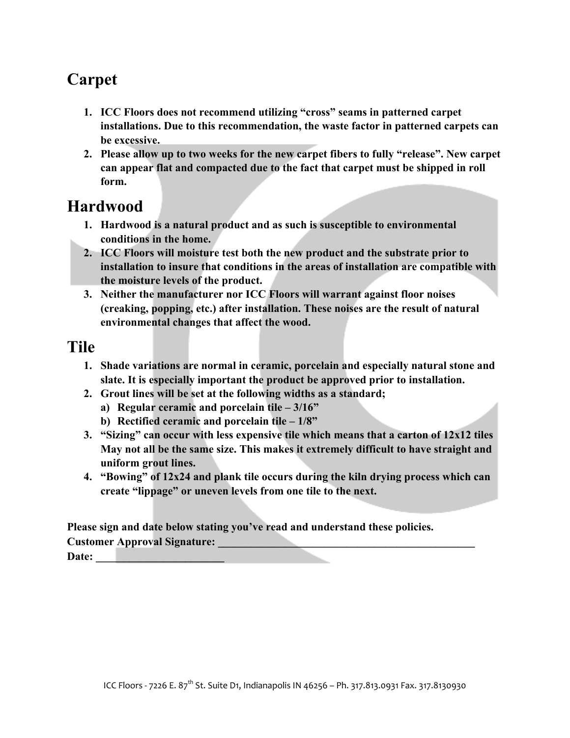## Carpet

1. **ICC Floors does not recommend utilizing "cross" seams in patterned carpet installations. Due to this recommendation, the waste factor in patterned carpets can be excessive.**
2. **Please allow up to two weeks for the new carpet fibers to fully "release". New carpet can appear flat and compacted due to the fact that carpet must be shipped in roll form.**

## Hardwood

1. **Hardwood is a natural product and as such is susceptible to environmental conditions in the home.**
2. **ICC Floors will moisture test both the new product and the substrate prior to installation to insure that conditions in the areas of installation are compatible with the moisture levels of the product.**
3. **Neither the manufacturer nor ICC Floors will warrant against floor noises (creaking, popping, etc.) after installation. These noises are the result of natural environmental changes that affect the wood.**

## Tile

1. **Shade variations are normal in ceramic, porcelain and especially natural stone and slate. It is especially important the product be approved prior to installation.**
2. **Grout lines will be set at the following widths as a standard;**
   a) **Regular ceramic and porcelain tile – 3/16"**
   b) **Rectified ceramic and porcelain tile – 1/8"**
3. **"Sizing" can occur with less expensive tile which means that a carton of 12x12 tiles May not all be the same size. This makes it extremely difficult to have straight and uniform grout lines.**
4. **"Bowing" of 12x24 and plank tile occurs during the kiln drying process which can create "lippage" or uneven levels from one tile to the next.**

**Please sign and date below stating you've read and understand these policies.**
**Customer Approval Signature: ________________________________________________**
**Date: ________________________**

ICC Floors - 7226 E. 87th St. Suite D1, Indianapolis IN 46256 – Ph. 317.813.0931 Fax. 317.8130930